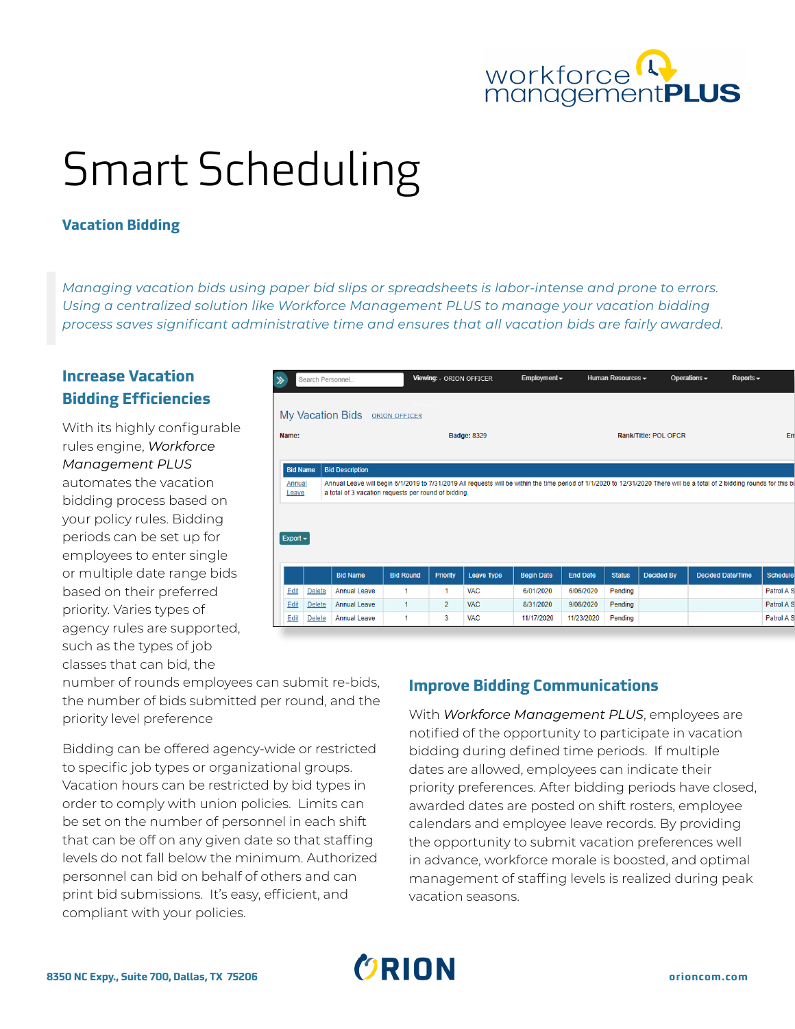# Smart Scheduling

## Vacation Bidding

*Managing vacation bids using paper bid slips or spreadsheets is labor-intense and prone to errors. Using a centralized solution like Workforce Management PLUS to manage your vacation bidding process saves significant administrative time and ensures that all vacation bids are fairly awarded.*

### Increase Vacation Bidding Efficiencies

With its highly configurable rules engine, *Workforce Management PLUS* automates the vacation bidding process based on your policy rules. Bidding periods can be set up for employees to enter single or multiple date range bids based on their preferred priority. Varies types of agency rules are supported, such as the types of job classes that can bid, the number of rounds employees can submit re-bids, the number of bids submitted per round, and the priority level preference

Bidding can be offered agency-wide or restricted to specific job types or organizational groups. Vacation hours can be restricted by bid types in order to comply with union policies. Limits can be set on the number of personnel in each shift that can be off on any given date so that staffing levels do not fall below the minimum. Authorized personnel can bid on behalf of others and can print bid submissions. It's easy, efficient, and compliant with your policies.

### Improve Bidding Communications

With *Workforce Management PLUS*, employees are notified of the opportunity to participate in vacation bidding during defined time periods. If multiple dates are allowed, employees can indicate their priority preferences. After bidding periods have closed, awarded dates are posted on shift rosters, employee calendars and employee leave records. By providing the opportunity to submit vacation preferences well in advance, workforce morale is boosted, and optimal management of staffing levels is realized during peak vacation seasons.

8350 NC Expy., Suite 700, Dallas, TX 75206

orioncom.com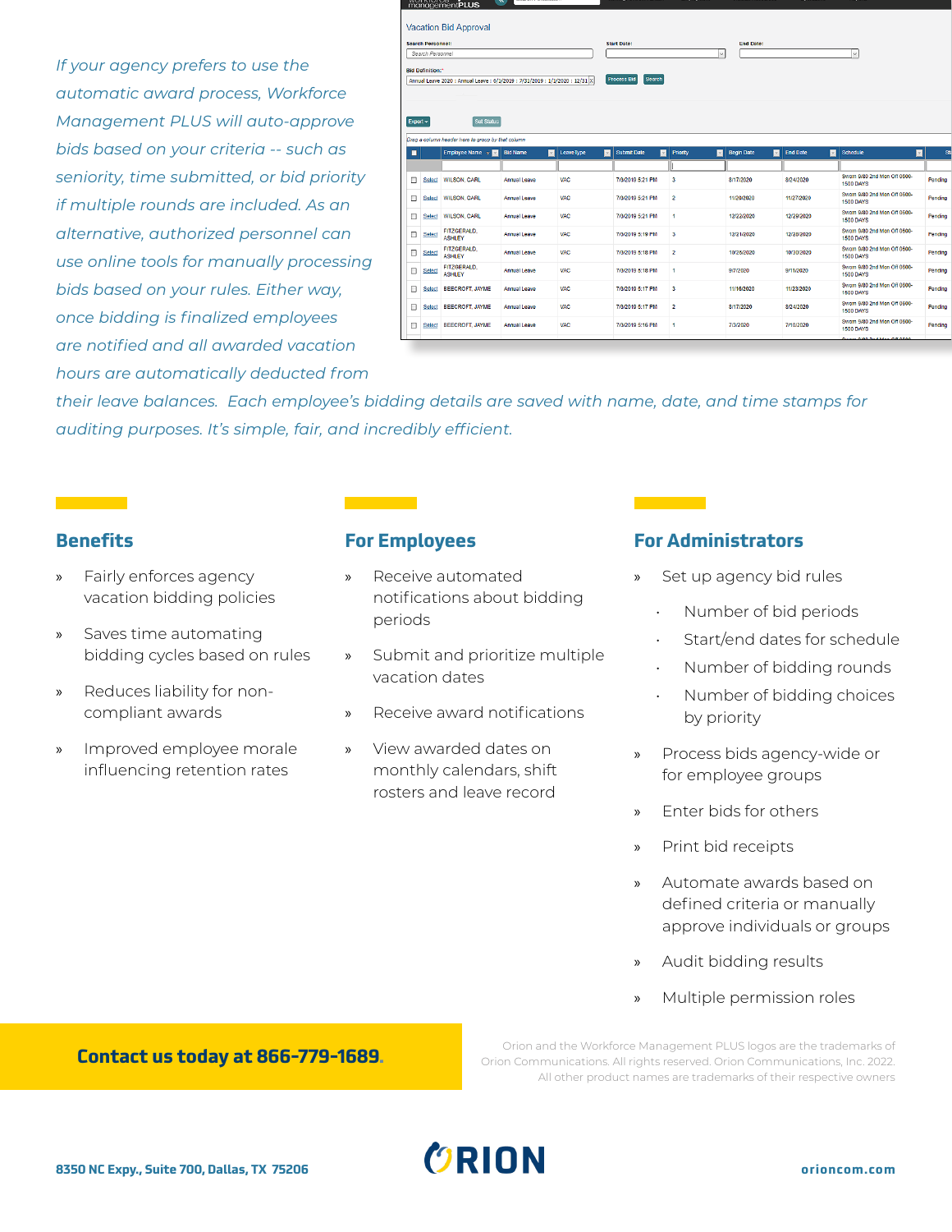*If your agency prefers to use the automatic award process, Workforce Management PLUS will auto-approve bids based on your criteria -- such as seniority, time submitted, or bid priority if multiple rounds are included. As an alternative, authorized personnel can use online tools for manually processing bids based on your rules. Either way, once bidding is finalized employees are notified and all awarded vacation hours are automatically deducted from their leave balances. Each employee's bidding details are saved with name, date, and time stamps for auditing purposes. It's simple, fair, and incredibly efficient.*

## Benefits

- Fairly enforces agency vacation bidding policies
- Saves time automating bidding cycles based on rules
- Reduces liability for non-compliant awards
- Improved employee morale influencing retention rates

## For Employees

- Receive automated notifications about bidding periods
- Submit and prioritize multiple vacation dates
- Receive award notifications
- View awarded dates on monthly calendars, shift rosters and leave record

## For Administrators

- Set up agency bid rules
  - Number of bid periods
  - Start/end dates for schedule
  - Number of bidding rounds
  - Number of bidding choices by priority
- Process bids agency-wide or for employee groups
- Enter bids for others
- Print bid receipts
- Automate awards based on defined criteria or manually approve individuals or groups
- Audit bidding results
- Multiple permission roles

**Contact us today at 866-779-1689.**

Orion and the Workforce Management PLUS logos are the trademarks of Orion Communications. All rights reserved. Orion Communications, Inc. 2022. All other product names are trademarks of their respective owners

**8350 NC Expy., Suite 700, Dallas, TX 75206**

ORION

**orioncom.com**